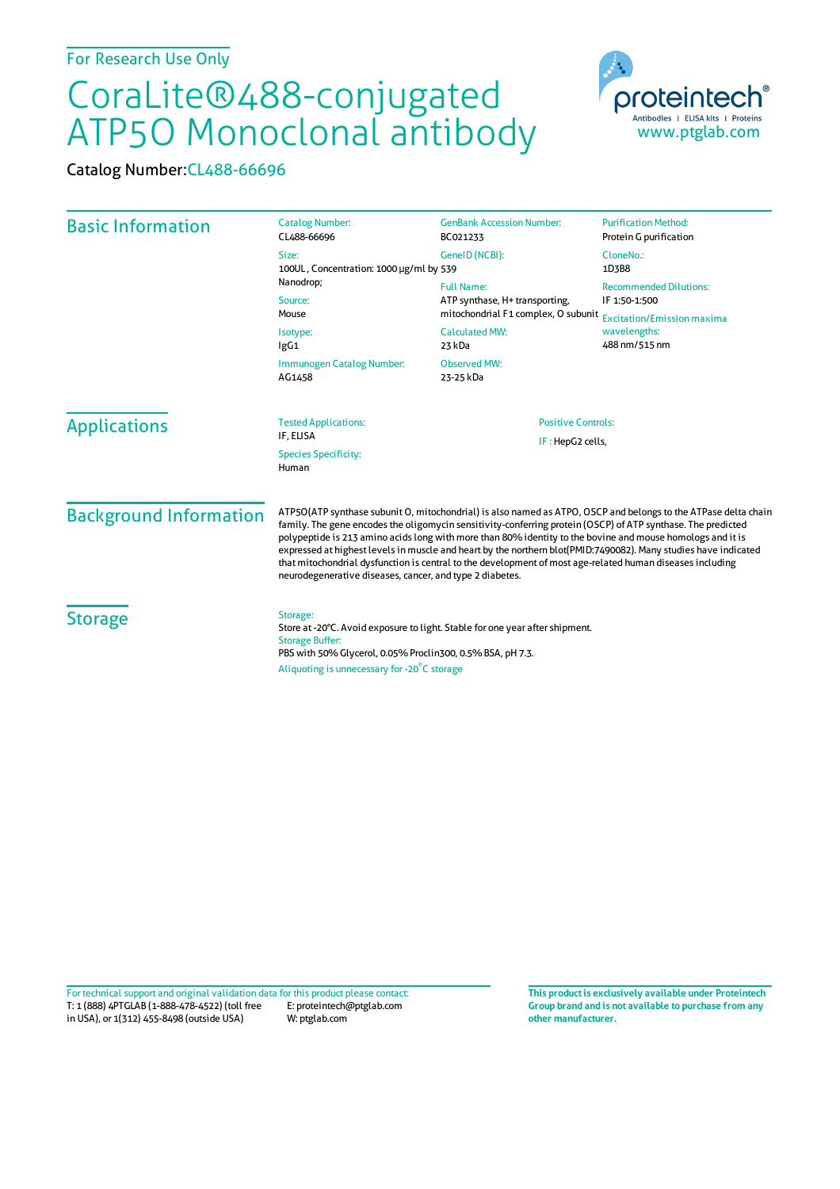For Research Use Only

# CoraLite®488-conjugated ATP5O Monoclonal antibody

Catalog Number: CL488-66696

proteintech® Antibodies | ELISA kits | Proteins www.ptglab.com

## Basic Information

Catalog Number:
CL488-66696

Size:
100UL, Concentration: 1000 μg/ml by Nanodrop;

Source:
Mouse

Isotype:
IgG1

Immunogen Catalog Number:
AG1458

GenBank Accession Number:
BC021233

GeneID (NCBI):
539

Full Name:
ATP synthase, H+ transporting, mitochondrial F1 complex, O subunit

Calculated MW:
23 kDa

Observed MW:
23-25 kDa

Purification Method:
Protein G purification

CloneNo.:
1D3B8

Recommended Dilutions:
IF 1:50-1:500

Excitation/Emission maxima wavelengths:
488 nm/515 nm

## Applications

Tested Applications:
IF, ELISA

Species Specificity:
Human

Positive Controls:
IF : HepG2 cells,

## Background Information

ATP5O(ATP synthase subunit O, mitochondrial) is also named as ATPO, OSCP and belongs to the ATPase delta chain family. The gene encodes the oligomycin sensitivity-conferring protein (OSCP) of ATP synthase. The predicted polypeptide is 213 amino acids long with more than 80% identity to the bovine and mouse homologs and it is expressed at highest levels in muscle and heart by the northern blot(PMID:7490082). Many studies have indicated that mitochondrial dysfunction is central to the development of most age-related human diseases including neurodegenerative diseases, cancer, and type 2 diabetes.

## Storage

Storage:
Store at -20°C. Avoid exposure to light. Stable for one year after shipment.

Storage Buffer:
PBS with 50% Glycerol, 0.05% Proclin300, 0.5% BSA, pH 7.3.

Aliquoting is unnecessary for -20°C storage

For technical support and original validation data for this product please contact:
T: 1 (888) 4PTGLAB (1-888-478-4522) (toll free in USA), or 1(312) 455-8498 (outside USA)
E: proteintech@ptglab.com
W: ptglab.com

**This product is exclusively available under Proteintech Group brand and is not available to purchase from any other manufacturer.**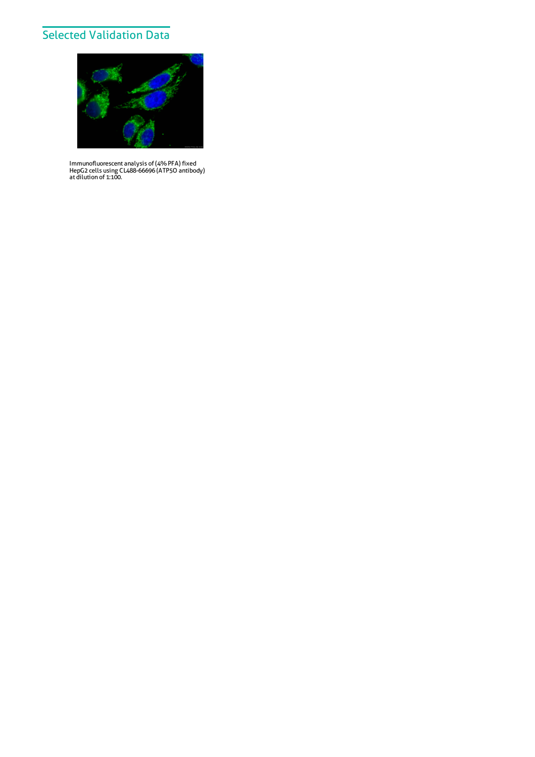## Selected Validation Data

Immunofluorescent analysis of (4% PFA) fixed HepG2 cells using CL488-66696 (ATP5O antibody) at dilution of 1:100.